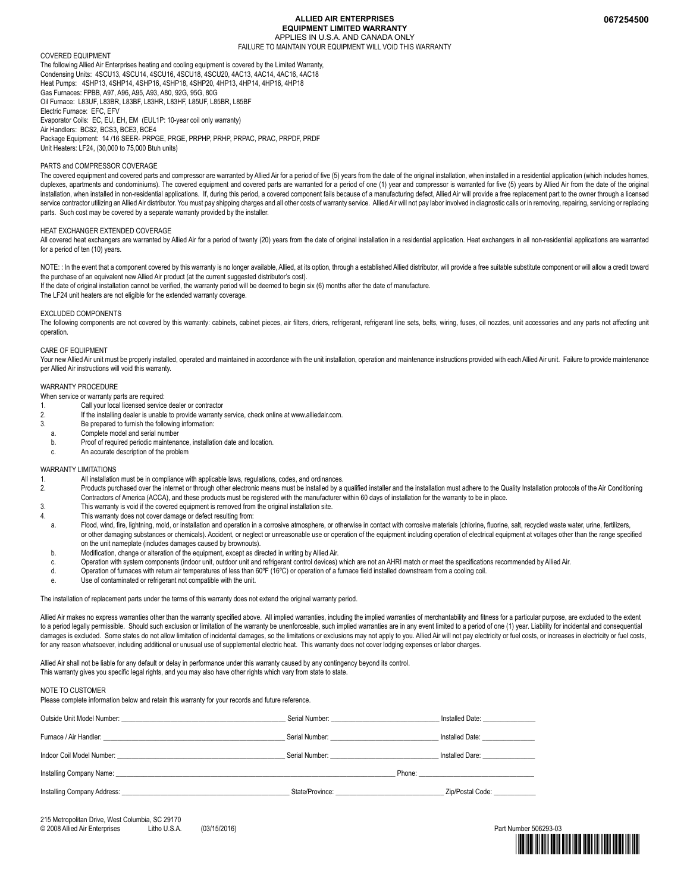067254500

# ALLIED AIR ENTERPRISES
## EQUIPMENT LIMITED WARRANTY

APPLIES IN U.S.A. AND CANADA ONLY

FAILURE TO MAINTAIN YOUR EQUIPMENT WILL VOID THIS WARRANTY

### COVERED EQUIPMENT

The following Allied Air Enterprises heating and cooling equipment is covered by the Limited Warranty,

Condensing Units: 4SCU13, 4SCU14, 4SCU16, 4SCU18, 4SCU20, 4AC13, 4AC14, 4AC16, 4AC18

Heat Pumps: 4SHP13, 4SHP14, 4SHP16, 4SHP18, 4SHP20, 4HP13, 4HP14, 4HP16, 4HP18

Gas Furnaces: FPBB, A97, A96, A95, A93, A80, 92G, 95G, 80G

Oil Furnace: L83UF, L83BR, L83BF, L83HR, L83HF, L85UF, L85BR, L85BF

Electric Furnace: EFC, EFV

Evaporator Coils: EC, EU, EH, EM (EUL1P: 10-year coil only warranty)

Air Handlers: BCS2, BCS3, BCE3, BCE4

Package Equipment: 14 /16 SEER- PRPGE, PRGE, PRPHP, PRHP, PRPAC, PRAC, PRPDF, PRDF

Unit Heaters: LF24, (30,000 to 75,000 Btuh units)

### PARTS and COMPRESSOR COVERAGE

The covered equipment and covered parts and compressor are warranted by Allied Air for a period of five (5) years from the date of the original installation, when installed in a residential application (which includes homes, duplexes, apartments and condominiums). The covered equipment and covered parts are warranted for a period of one (1) year and compressor is warranted for five (5) years by Allied Air from the date of the original installation, when installed in non-residential applications. If, during this period, a covered component fails because of a manufacturing defect, Allied Air will provide a free replacement part to the owner through a licensed service contractor utilizing an Allied Air distributor. You must pay shipping charges and all other costs of warranty service. Allied Air will not pay labor involved in diagnostic calls or in removing, repairing, servicing or replacing parts. Such cost may be covered by a separate warranty provided by the installer.

### HEAT EXCHANGER EXTENDED COVERAGE

All covered heat exchangers are warranted by Allied Air for a period of twenty (20) years from the date of original installation in a residential application. Heat exchangers in all non-residential applications are warranted for a period of ten (10) years.

NOTE: : In the event that a component covered by this warranty is no longer available, Allied, at its option, through a established Allied distributor, will provide a free suitable substitute component or will allow a credit toward the purchase of an equivalent new Allied Air product (at the current suggested distributor's cost).

If the date of original installation cannot be verified, the warranty period will be deemed to begin six (6) months after the date of manufacture.

The LF24 unit heaters are not eligible for the extended warranty coverage.

### EXCLUDED COMPONENTS

The following components are not covered by this warranty: cabinets, cabinet pieces, air filters, driers, refrigerant, refrigerant line sets, belts, wiring, fuses, oil nozzles, unit accessories and any parts not affecting unit operation.

### CARE OF EQUIPMENT

Your new Allied Air unit must be properly installed, operated and maintained in accordance with the unit installation, operation and maintenance instructions provided with each Allied Air unit. Failure to provide maintenance per Allied Air instructions will void this warranty.

### WARRANTY PROCEDURE

When service or warranty parts are required:

1. Call your local licensed service dealer or contractor
2. If the installing dealer is unable to provide warranty service, check online at www.alliedair.com.
3. Be prepared to furnish the following information:
   a. Complete model and serial number
   b. Proof of required periodic maintenance, installation date and location.
   c. An accurate description of the problem

### WARRANTY LIMITATIONS

1. All installation must be in compliance with applicable laws, regulations, codes, and ordinances.
2. Products purchased over the internet or through other electronic means must be installed by a qualified installer and the installation must adhere to the Quality Installation protocols of the Air Conditioning Contractors of America (ACCA), and these products must be registered with the manufacturer within 60 days of installation for the warranty to be in place.
3. This warranty is void if the covered equipment is removed from the original installation site.
4. This warranty does not cover damage or defect resulting from:
   a. Flood, wind, fire, lightning, mold, or installation and operation in a corrosive atmosphere, or otherwise in contact with corrosive materials (chlorine, fluorine, salt, recycled waste water, urine, fertilizers, or other damaging substances or chemicals). Accident, or neglect or unreasonable use or operation of the equipment including operation of electrical equipment at voltages other than the range specified on the unit nameplate (includes damages caused by brownouts).
   b. Modification, change or alteration of the equipment, except as directed in writing by Allied Air.
   c. Operation with system components (indoor unit, outdoor unit and refrigerant control devices) which are not an AHRI match or meet the specifications recommended by Allied Air.
   d. Operation of furnaces with return air temperatures of less than 60ºF (16ºC) or operation of a furnace field installed downstream from a cooling coil.
   e. Use of contaminated or refrigerant not compatible with the unit.

The installation of replacement parts under the terms of this warranty does not extend the original warranty period.

Allied Air makes no express warranties other than the warranty specified above. All implied warranties, including the implied warranties of merchantability and fitness for a particular purpose, are excluded to the extent to a period legally permissible. Should such exclusion or limitation of the warranty be unenforceable, such implied warranties are in any event limited to a period of one (1) year. Liability for incidental and consequential damages is excluded. Some states do not allow limitation of incidental damages, so the limitations or exclusions may not apply to you. Allied Air will not pay electricity or fuel costs, or increases in electricity or fuel costs, for any reason whatsoever, including additional or unusual use of supplemental electric heat. This warranty does not cover lodging expenses or labor charges.

Allied Air shall not be liable for any default or delay in performance under this warranty caused by any contingency beyond its control.

This warranty gives you specific legal rights, and you may also have other rights which vary from state to state.

### NOTE TO CUSTOMER

Please complete information below and retain this warranty for your records and future reference.

Outside Unit Model Number: ______________________ Serial Number: ______________________ Installed Date: ______________

Furnace / Air Handler: ______________________ Serial Number: ______________________ Installed Date: ______________

Indoor Coil Model Number: ______________________ Serial Number: ______________________ Installed Dare: ______________

Installing Company Name: ______________________________________ Phone: ______________________

Installing Company Address: ______________________ State/Province: ______________________ Zip/Postal Code: ____________

215 Metropolitan Drive, West Columbia, SC 29170

© 2008 Allied Air Enterprises Litho U.S.A. (03/15/2016)

Part Number 506293-03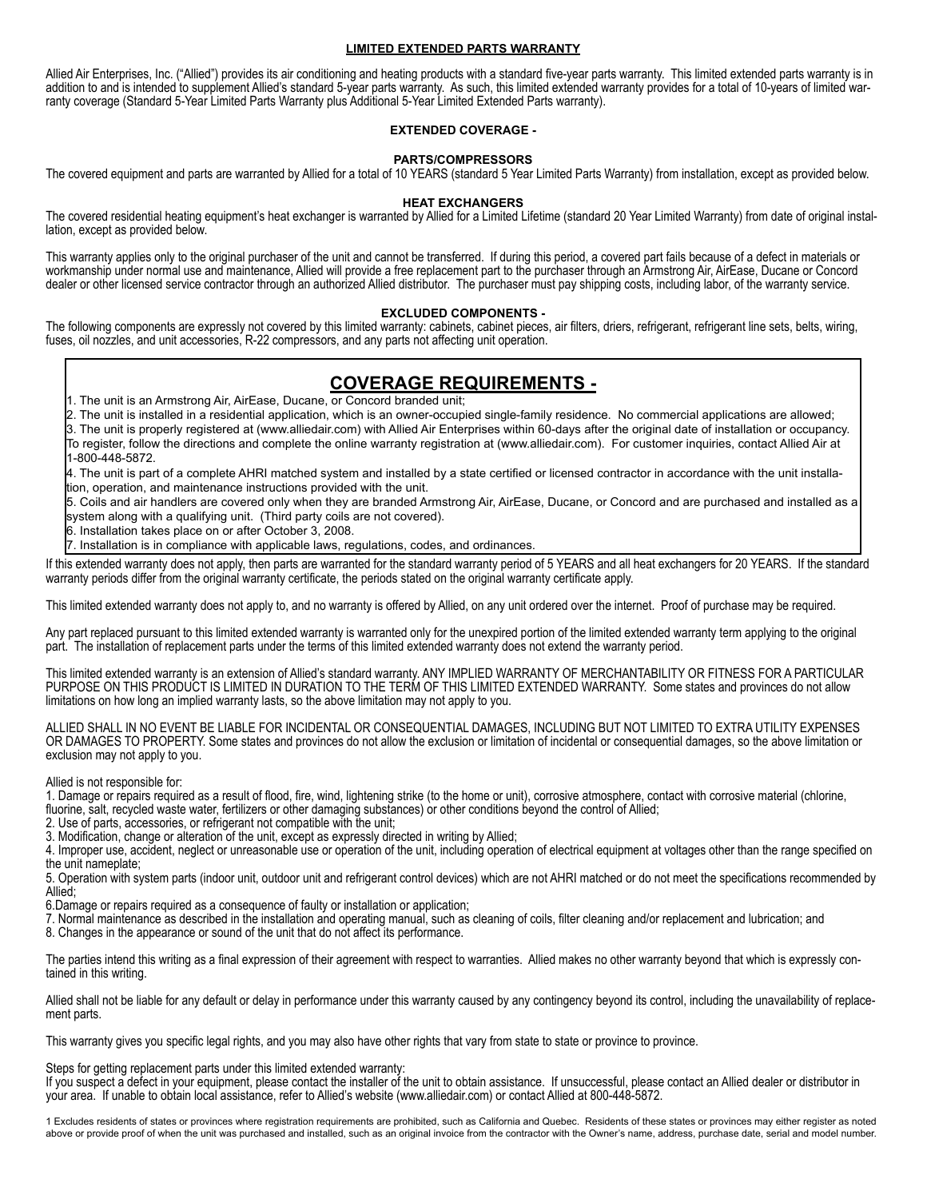## LIMITED EXTENDED PARTS WARRANTY

Allied Air Enterprises, Inc. ("Allied") provides its air conditioning and heating products with a standard five-year parts warranty. This limited extended parts warranty is in addition to and is intended to supplement Allied's standard 5-year parts warranty. As such, this limited extended warranty provides for a total of 10-years of limited warranty coverage (Standard 5-Year Limited Parts Warranty plus Additional 5-Year Limited Extended Parts warranty).

### EXTENDED COVERAGE -

#### PARTS/COMPRESSORS

The covered equipment and parts are warranted by Allied for a total of 10 YEARS (standard 5 Year Limited Parts Warranty) from installation, except as provided below.

#### HEAT EXCHANGERS

The covered residential heating equipment's heat exchanger is warranted by Allied for a Limited Lifetime (standard 20 Year Limited Warranty) from date of original installation, except as provided below.

This warranty applies only to the original purchaser of the unit and cannot be transferred. If during this period, a covered part fails because of a defect in materials or workmanship under normal use and maintenance, Allied will provide a free replacement part to the purchaser through an Armstrong Air, AirEase, Ducane or Concord dealer or other licensed service contractor through an authorized Allied distributor. The purchaser must pay shipping costs, including labor, of the warranty service.

### EXCLUDED COMPONENTS -

The following components are expressly not covered by this limited warranty: cabinets, cabinet pieces, air filters, driers, refrigerant, refrigerant line sets, belts, wiring, fuses, oil nozzles, and unit accessories, R-22 compressors, and any parts not affecting unit operation.

## COVERAGE REQUIREMENTS -

1. The unit is an Armstrong Air, AirEase, Ducane, or Concord branded unit;
2. The unit is installed in a residential application, which is an owner-occupied single-family residence. No commercial applications are allowed;
3. The unit is properly registered at (www.alliedair.com) with Allied Air Enterprises within 60-days after the original date of installation or occupancy. To register, follow the directions and complete the online warranty registration at (www.alliedair.com). For customer inquiries, contact Allied Air at 1-800-448-5872.
4. The unit is part of a complete AHRI matched system and installed by a state certified or licensed contractor in accordance with the unit installation, operation, and maintenance instructions provided with the unit.
5. Coils and air handlers are covered only when they are branded Armstrong Air, AirEase, Ducane, or Concord and are purchased and installed as a system along with a qualifying unit. (Third party coils are not covered).
6. Installation takes place on or after October 3, 2008.
7. Installation is in compliance with applicable laws, regulations, codes, and ordinances.

If this extended warranty does not apply, then parts are warranted for the standard warranty period of 5 YEARS and all heat exchangers for 20 YEARS. If the standard warranty periods differ from the original warranty certificate, the periods stated on the original warranty certificate apply.

This limited extended warranty does not apply to, and no warranty is offered by Allied, on any unit ordered over the internet. Proof of purchase may be required.

Any part replaced pursuant to this limited extended warranty is warranted only for the unexpired portion of the limited extended warranty term applying to the original part. The installation of replacement parts under the terms of this limited extended warranty does not extend the warranty period.

This limited extended warranty is an extension of Allied's standard warranty. ANY IMPLIED WARRANTY OF MERCHANTABILITY OR FITNESS FOR A PARTICULAR PURPOSE ON THIS PRODUCT IS LIMITED IN DURATION TO THE TERM OF THIS LIMITED EXTENDED WARRANTY. Some states and provinces do not allow limitations on how long an implied warranty lasts, so the above limitation may not apply to you.

ALLIED SHALL IN NO EVENT BE LIABLE FOR INCIDENTAL OR CONSEQUENTIAL DAMAGES, INCLUDING BUT NOT LIMITED TO EXTRA UTILITY EXPENSES OR DAMAGES TO PROPERTY. Some states and provinces do not allow the exclusion or limitation of incidental or consequential damages, so the above limitation or exclusion may not apply to you.

Allied is not responsible for:

1. Damage or repairs required as a result of flood, fire, wind, lightening strike (to the home or unit), corrosive atmosphere, contact with corrosive material (chlorine, fluorine, salt, recycled waste water, fertilizers or other damaging substances) or other conditions beyond the control of Allied;
2. Use of parts, accessories, or refrigerant not compatible with the unit;
3. Modification, change or alteration of the unit, except as expressly directed in writing by Allied;
4. Improper use, accident, neglect or unreasonable use or operation of the unit, including operation of electrical equipment at voltages other than the range specified on the unit nameplate;
5. Operation with system parts (indoor unit, outdoor unit and refrigerant control devices) which are not AHRI matched or do not meet the specifications recommended by Allied;
6. Damage or repairs required as a consequence of faulty or installation or application;
7. Normal maintenance as described in the installation and operating manual, such as cleaning of coils, filter cleaning and/or replacement and lubrication; and
8. Changes in the appearance or sound of the unit that do not affect its performance.

The parties intend this writing as a final expression of their agreement with respect to warranties. Allied makes no other warranty beyond that which is expressly contained in this writing.

Allied shall not be liable for any default or delay in performance under this warranty caused by any contingency beyond its control, including the unavailability of replacement parts.

This warranty gives you specific legal rights, and you may also have other rights that vary from state to state or province to province.

Steps for getting replacement parts under this limited extended warranty:
If you suspect a defect in your equipment, please contact the installer of the unit to obtain assistance. If unsuccessful, please contact an Allied dealer or distributor in your area. If unable to obtain local assistance, refer to Allied's website (www.alliedair.com) or contact Allied at 800-448-5872.

1 Excludes residents of states or provinces where registration requirements are prohibited, such as California and Quebec. Residents of these states or provinces may either register as noted above or provide proof of when the unit was purchased and installed, such as an original invoice from the contractor with the Owner's name, address, purchase date, serial and model number.